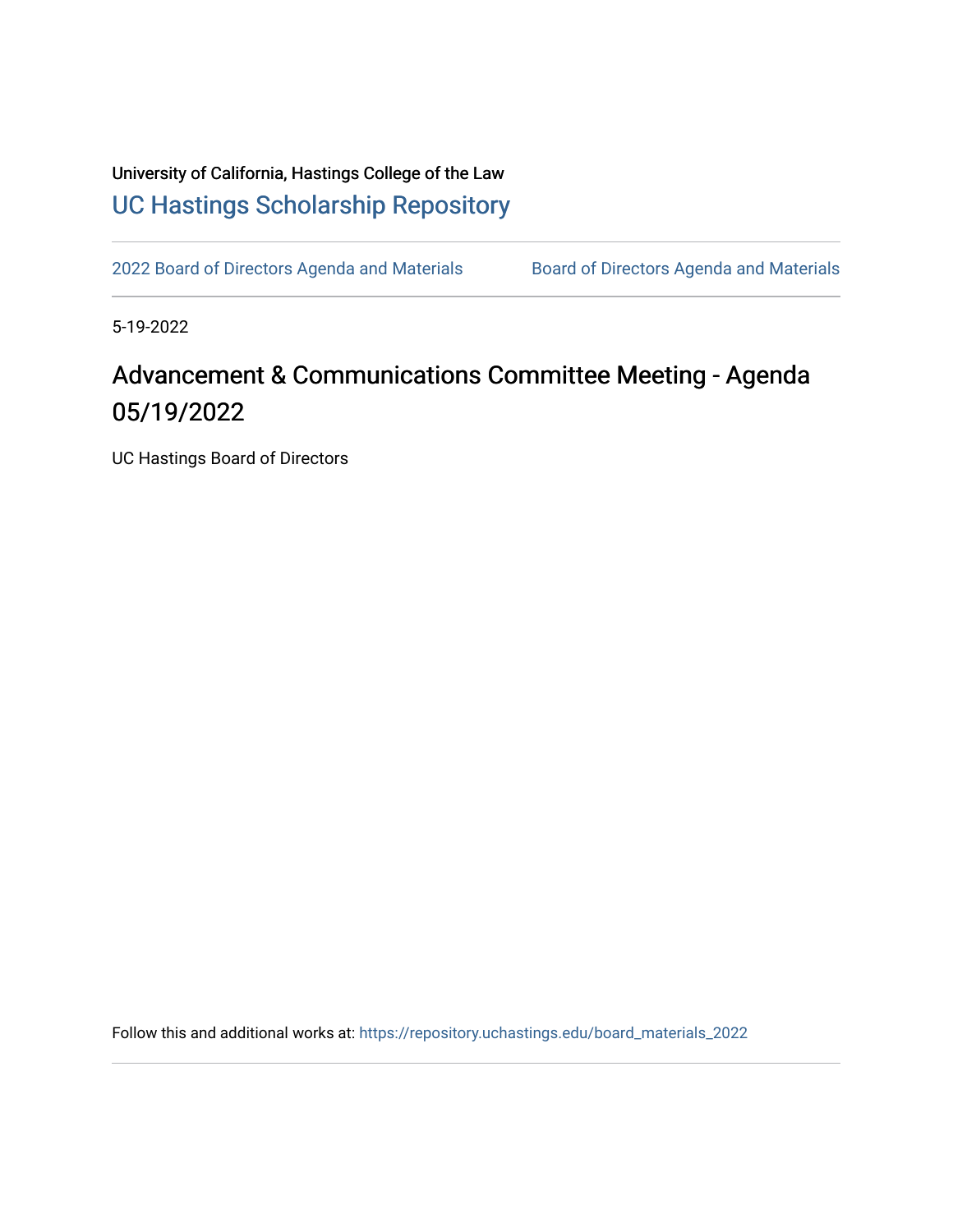University of California, Hastings College of the Law

[UC Hastings Scholarship Repository](https://repository.uchastings.edu/)

2022 Board of Directors Agenda and Materials | Board of Directors Agenda and Materials

5-19-2022

# Advancement & Communications Committee Meeting - Agenda 05/19/2022

UC Hastings Board of Directors

Follow this and additional works at: https://repository.uchastings.edu/board_materials_2022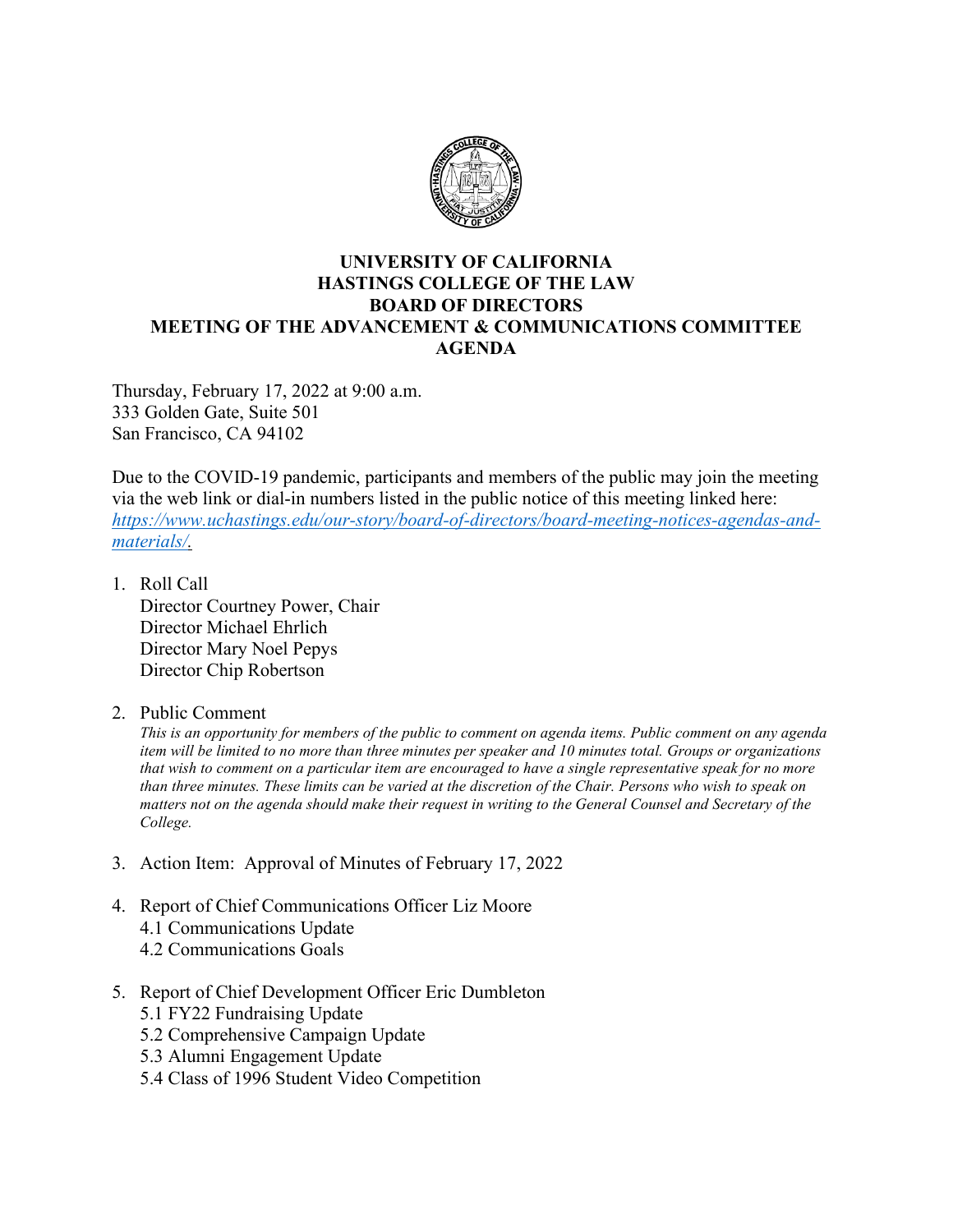# UNIVERSITY OF CALIFORNIA
# HASTINGS COLLEGE OF THE LAW
# BOARD OF DIRECTORS
# MEETING OF THE ADVANCEMENT & COMMUNICATIONS COMMITTEE
# AGENDA

Thursday, February 17, 2022 at 9:00 a.m.
333 Golden Gate, Suite 501
San Francisco, CA 94102

Due to the COVID-19 pandemic, participants and members of the public may join the meeting via the web link or dial-in numbers listed in the public notice of this meeting linked here: *https://www.uchastings.edu/our-story/board-of-directors/board-meeting-notices-agendas-and-materials/.*

1. Roll Call
   Director Courtney Power, Chair
   Director Michael Ehrlich
   Director Mary Noel Pepys
   Director Chip Robertson

2. Public Comment
   *This is an opportunity for members of the public to comment on agenda items. Public comment on any agenda item will be limited to no more than three minutes per speaker and 10 minutes total. Groups or organizations that wish to comment on a particular item are encouraged to have a single representative speak for no more than three minutes. These limits can be varied at the discretion of the Chair. Persons who wish to speak on matters not on the agenda should make their request in writing to the General Counsel and Secretary of the College.*

3. Action Item: Approval of Minutes of February 17, 2022

4. Report of Chief Communications Officer Liz Moore
   4.1 Communications Update
   4.2 Communications Goals

5. Report of Chief Development Officer Eric Dumbleton
   5.1 FY22 Fundraising Update
   5.2 Comprehensive Campaign Update
   5.3 Alumni Engagement Update
   5.4 Class of 1996 Student Video Competition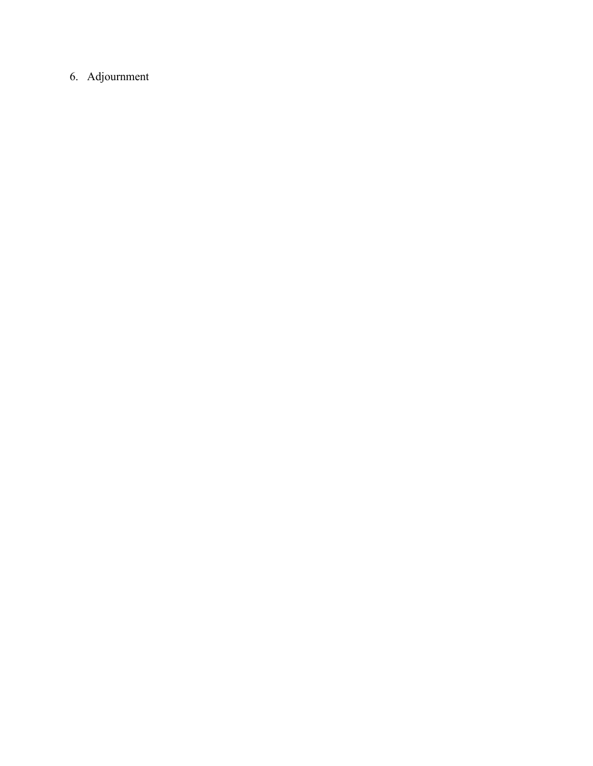6. Adjournment